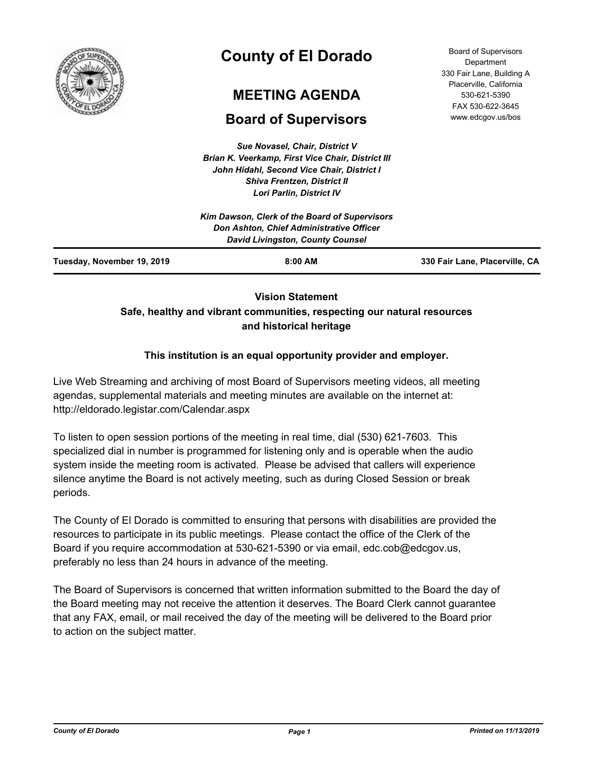# County of El Dorado

## MEETING AGENDA

## Board of Supervisors

Board of Supervisors Department
330 Fair Lane, Building A
Placerville, California
530-621-5390
FAX 530-622-3645
www.edcgov.us/bos

*Sue Novasel, Chair, District V*
*Brian K. Veerkamp, First Vice Chair, District III*
*John Hidahl, Second Vice Chair, District I*
*Shiva Frentzen, District II*
*Lori Parlin, District IV*

*Kim Dawson, Clerk of the Board of Supervisors*
*Don Ashton, Chief Administrative Officer*
*David Livingston, County Counsel*

**Tuesday, November 19, 2019** | **8:00 AM** | **330 Fair Lane, Placerville, CA**

**Vision Statement**
**Safe, healthy and vibrant communities, respecting our natural resources and historical heritage**

**This institution is an equal opportunity provider and employer.**

Live Web Streaming and archiving of most Board of Supervisors meeting videos, all meeting agendas, supplemental materials and meeting minutes are available on the internet at: http://eldorado.legistar.com/Calendar.aspx

To listen to open session portions of the meeting in real time, dial (530) 621-7603. This specialized dial in number is programmed for listening only and is operable when the audio system inside the meeting room is activated. Please be advised that callers will experience silence anytime the Board is not actively meeting, such as during Closed Session or break periods.

The County of El Dorado is committed to ensuring that persons with disabilities are provided the resources to participate in its public meetings. Please contact the office of the Clerk of the Board if you require accommodation at 530-621-5390 or via email, edc.cob@edcgov.us, preferably no less than 24 hours in advance of the meeting.

The Board of Supervisors is concerned that written information submitted to the Board the day of the Board meeting may not receive the attention it deserves. The Board Clerk cannot guarantee that any FAX, email, or mail received the day of the meeting will be delivered to the Board prior to action on the subject matter.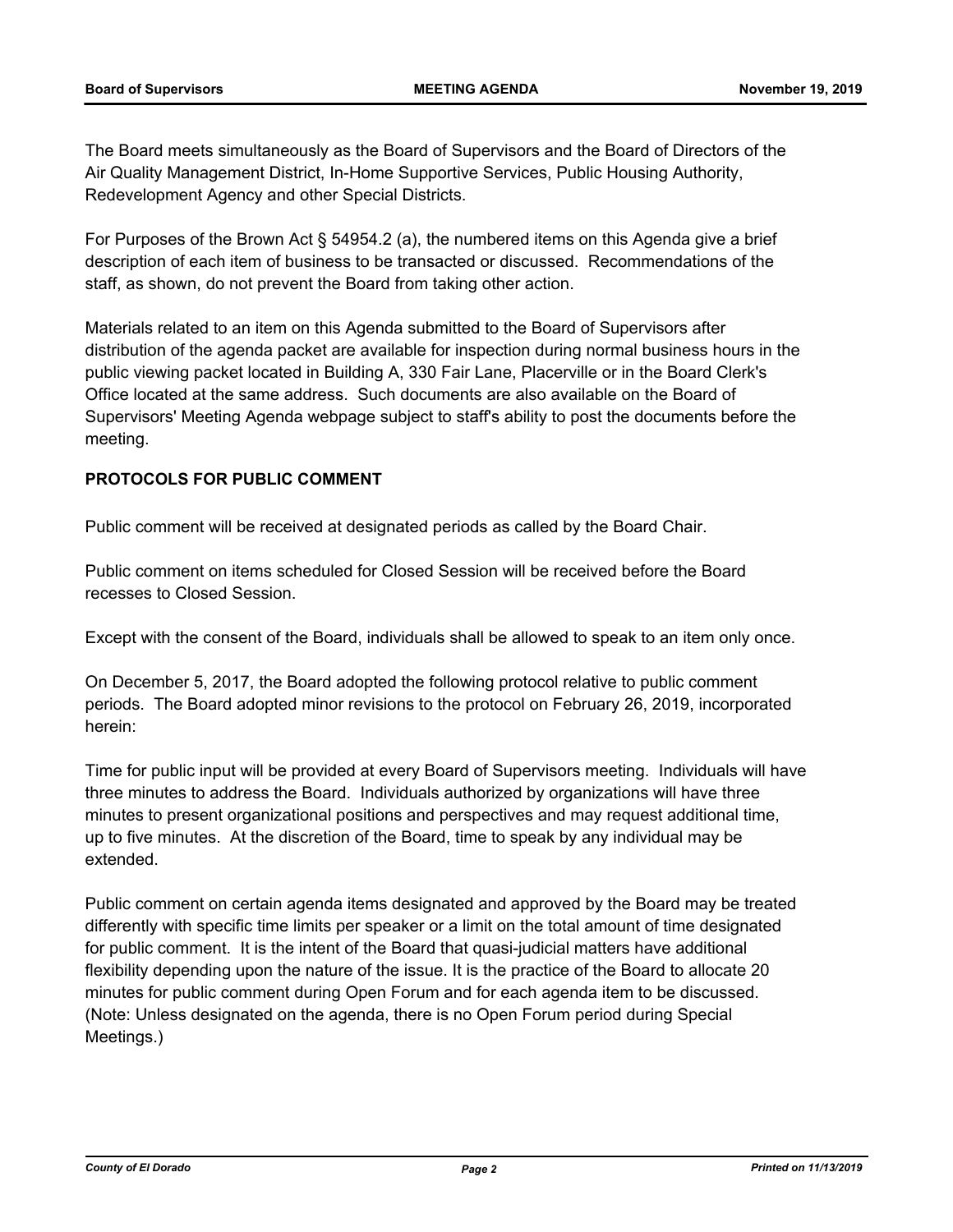The Board meets simultaneously as the Board of Supervisors and the Board of Directors of the Air Quality Management District, In-Home Supportive Services, Public Housing Authority, Redevelopment Agency and other Special Districts.

For Purposes of the Brown Act § 54954.2 (a), the numbered items on this Agenda give a brief description of each item of business to be transacted or discussed. Recommendations of the staff, as shown, do not prevent the Board from taking other action.

Materials related to an item on this Agenda submitted to the Board of Supervisors after distribution of the agenda packet are available for inspection during normal business hours in the public viewing packet located in Building A, 330 Fair Lane, Placerville or in the Board Clerk's Office located at the same address. Such documents are also available on the Board of Supervisors' Meeting Agenda webpage subject to staff's ability to post the documents before the meeting.

**PROTOCOLS FOR PUBLIC COMMENT**

Public comment will be received at designated periods as called by the Board Chair.

Public comment on items scheduled for Closed Session will be received before the Board recesses to Closed Session.

Except with the consent of the Board, individuals shall be allowed to speak to an item only once.

On December 5, 2017, the Board adopted the following protocol relative to public comment periods. The Board adopted minor revisions to the protocol on February 26, 2019, incorporated herein:

Time for public input will be provided at every Board of Supervisors meeting. Individuals will have three minutes to address the Board. Individuals authorized by organizations will have three minutes to present organizational positions and perspectives and may request additional time, up to five minutes. At the discretion of the Board, time to speak by any individual may be extended.

Public comment on certain agenda items designated and approved by the Board may be treated differently with specific time limits per speaker or a limit on the total amount of time designated for public comment. It is the intent of the Board that quasi-judicial matters have additional flexibility depending upon the nature of the issue. It is the practice of the Board to allocate 20 minutes for public comment during Open Forum and for each agenda item to be discussed. (Note: Unless designated on the agenda, there is no Open Forum period during Special Meetings.)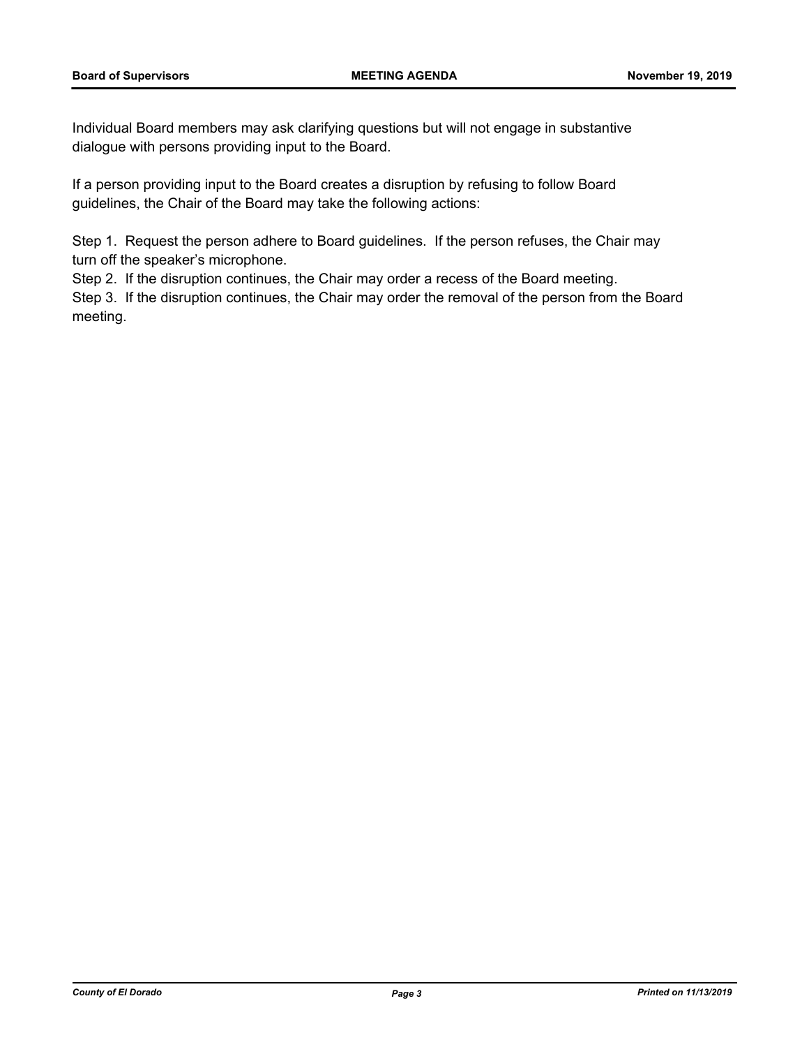Individual Board members may ask clarifying questions but will not engage in substantive dialogue with persons providing input to the Board.

If a person providing input to the Board creates a disruption by refusing to follow Board guidelines, the Chair of the Board may take the following actions:

Step 1. Request the person adhere to Board guidelines. If the person refuses, the Chair may turn off the speaker's microphone.
Step 2. If the disruption continues, the Chair may order a recess of the Board meeting.
Step 3. If the disruption continues, the Chair may order the removal of the person from the Board meeting.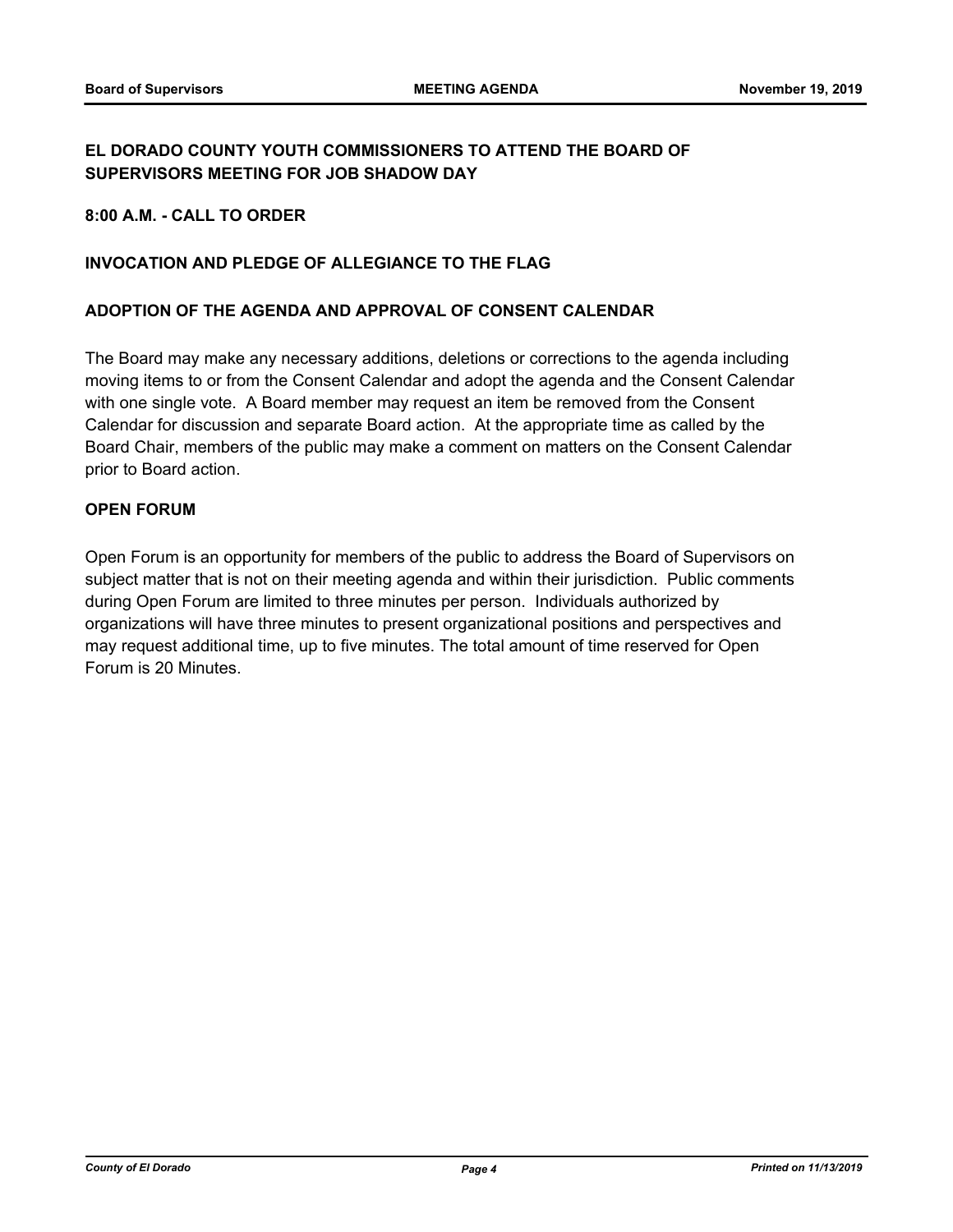**EL DORADO COUNTY YOUTH COMMISSIONERS TO ATTEND THE BOARD OF SUPERVISORS MEETING FOR JOB SHADOW DAY**

**8:00 A.M. - CALL TO ORDER**

**INVOCATION AND PLEDGE OF ALLEGIANCE TO THE FLAG**

**ADOPTION OF THE AGENDA AND APPROVAL OF CONSENT CALENDAR**

The Board may make any necessary additions, deletions or corrections to the agenda including moving items to or from the Consent Calendar and adopt the agenda and the Consent Calendar with one single vote. A Board member may request an item be removed from the Consent Calendar for discussion and separate Board action. At the appropriate time as called by the Board Chair, members of the public may make a comment on matters on the Consent Calendar prior to Board action.

**OPEN FORUM**

Open Forum is an opportunity for members of the public to address the Board of Supervisors on subject matter that is not on their meeting agenda and within their jurisdiction. Public comments during Open Forum are limited to three minutes per person. Individuals authorized by organizations will have three minutes to present organizational positions and perspectives and may request additional time, up to five minutes. The total amount of time reserved for Open Forum is 20 Minutes.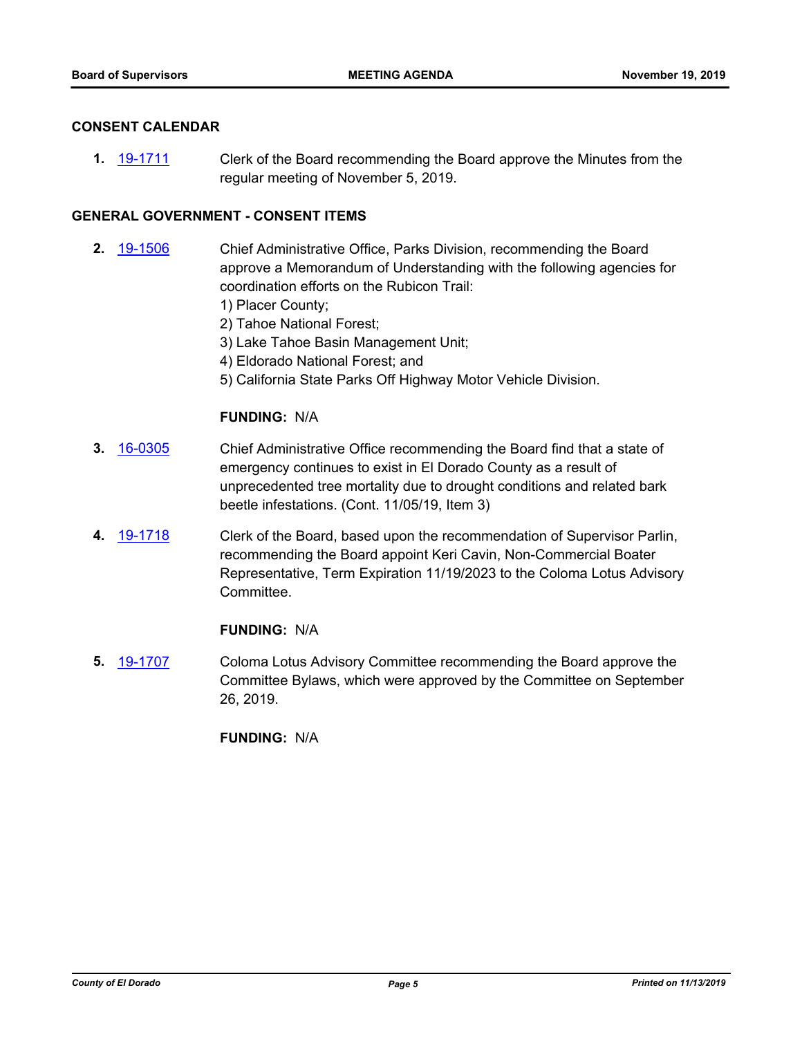## CONSENT CALENDAR

**1.** [19-1711] Clerk of the Board recommending the Board approve the Minutes from the regular meeting of November 5, 2019.

## GENERAL GOVERNMENT - CONSENT ITEMS

**2.** [19-1506] Chief Administrative Office, Parks Division, recommending the Board approve a Memorandum of Understanding with the following agencies for coordination efforts on the Rubicon Trail:
1) Placer County;
2) Tahoe National Forest;
3) Lake Tahoe Basin Management Unit;
4) Eldorado National Forest; and
5) California State Parks Off Highway Motor Vehicle Division.

**FUNDING:** N/A

**3.** [16-0305] Chief Administrative Office recommending the Board find that a state of emergency continues to exist in El Dorado County as a result of unprecedented tree mortality due to drought conditions and related bark beetle infestations. (Cont. 11/05/19, Item 3)

**4.** [19-1718] Clerk of the Board, based upon the recommendation of Supervisor Parlin, recommending the Board appoint Keri Cavin, Non-Commercial Boater Representative, Term Expiration 11/19/2023 to the Coloma Lotus Advisory Committee.

**FUNDING:** N/A

**5.** [19-1707] Coloma Lotus Advisory Committee recommending the Board approve the Committee Bylaws, which were approved by the Committee on September 26, 2019.

**FUNDING:** N/A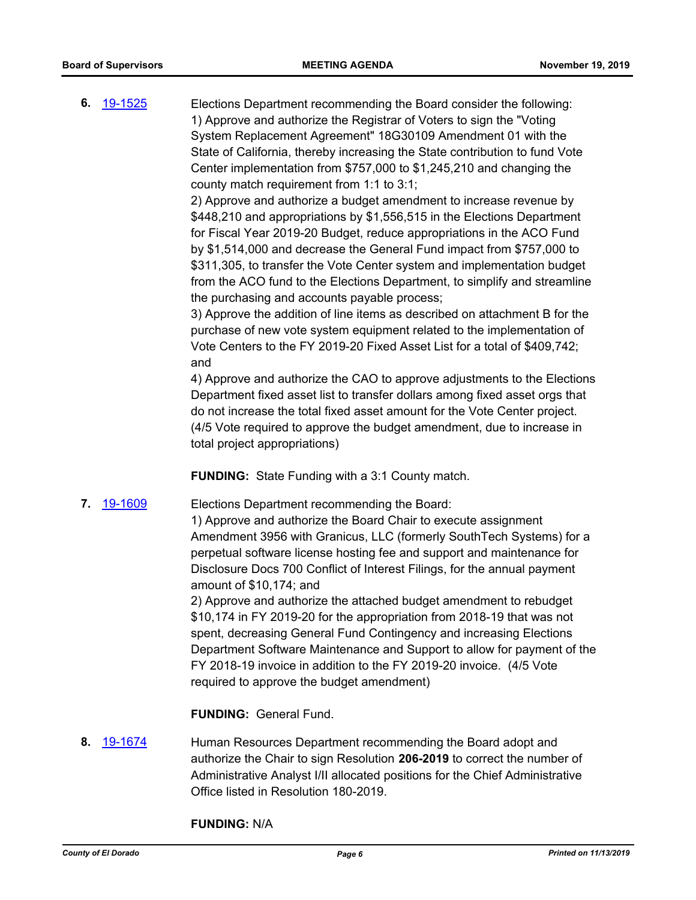**6.** [19-1525](19-1525)

Elections Department recommending the Board consider the following:
1) Approve and authorize the Registrar of Voters to sign the "Voting System Replacement Agreement" 18G30109 Amendment 01 with the State of California, thereby increasing the State contribution to fund Vote Center implementation from $757,000 to $1,245,210 and changing the county match requirement from 1:1 to 3:1;
2) Approve and authorize a budget amendment to increase revenue by $448,210 and appropriations by $1,556,515 in the Elections Department for Fiscal Year 2019-20 Budget, reduce appropriations in the ACO Fund by $1,514,000 and decrease the General Fund impact from $757,000 to $311,305, to transfer the Vote Center system and implementation budget from the ACO fund to the Elections Department, to simplify and streamline the purchasing and accounts payable process;
3) Approve the addition of line items as described on attachment B for the purchase of new vote system equipment related to the implementation of Vote Centers to the FY 2019-20 Fixed Asset List for a total of $409,742; and
4) Approve and authorize the CAO to approve adjustments to the Elections Department fixed asset list to transfer dollars among fixed asset orgs that do not increase the total fixed asset amount for the Vote Center project. (4/5 Vote required to approve the budget amendment, due to increase in total project appropriations)

**FUNDING:** State Funding with a 3:1 County match.

**7.** [19-1609](19-1609)

Elections Department recommending the Board:
1) Approve and authorize the Board Chair to execute assignment Amendment 3956 with Granicus, LLC (formerly SouthTech Systems) for a perpetual software license hosting fee and support and maintenance for Disclosure Docs 700 Conflict of Interest Filings, for the annual payment amount of $10,174; and
2) Approve and authorize the attached budget amendment to rebudget $10,174 in FY 2019-20 for the appropriation from 2018-19 that was not spent, decreasing General Fund Contingency and increasing Elections Department Software Maintenance and Support to allow for payment of the FY 2018-19 invoice in addition to the FY 2019-20 invoice. (4/5 Vote required to approve the budget amendment)

**FUNDING:** General Fund.

**8.** [19-1674](19-1674)

Human Resources Department recommending the Board adopt and authorize the Chair to sign Resolution **206-2019** to correct the number of Administrative Analyst I/II allocated positions for the Chief Administrative Office listed in Resolution 180-2019.

**FUNDING:** N/A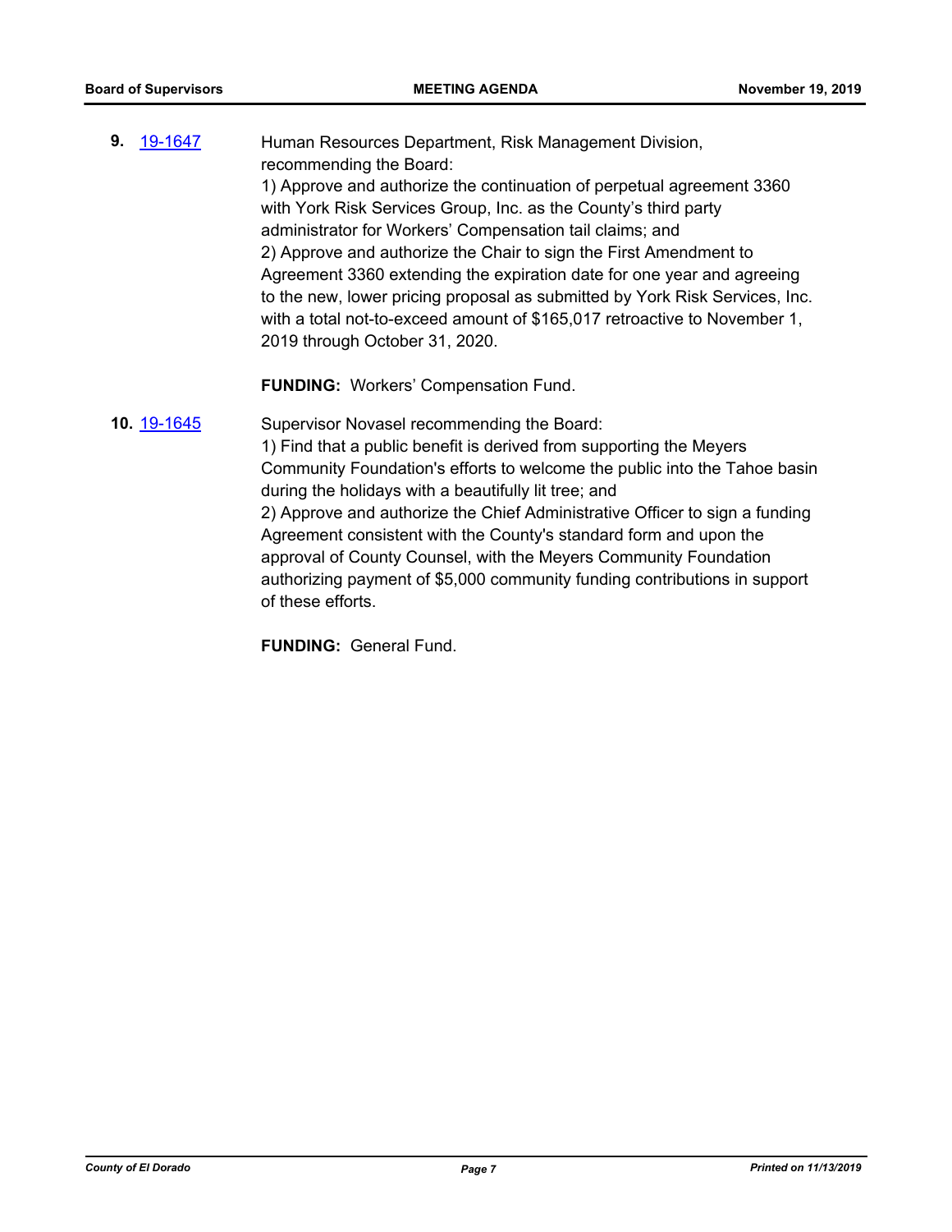**9.** 19-1647

Human Resources Department, Risk Management Division, recommending the Board:

1) Approve and authorize the continuation of perpetual agreement 3360 with York Risk Services Group, Inc. as the County's third party administrator for Workers' Compensation tail claims; and

2) Approve and authorize the Chair to sign the First Amendment to Agreement 3360 extending the expiration date for one year and agreeing to the new, lower pricing proposal as submitted by York Risk Services, Inc. with a total not-to-exceed amount of $165,017 retroactive to November 1, 2019 through October 31, 2020.

**FUNDING:** Workers' Compensation Fund.

**10.** 19-1645

Supervisor Novasel recommending the Board:

1) Find that a public benefit is derived from supporting the Meyers Community Foundation's efforts to welcome the public into the Tahoe basin during the holidays with a beautifully lit tree; and

2) Approve and authorize the Chief Administrative Officer to sign a funding Agreement consistent with the County's standard form and upon the approval of County Counsel, with the Meyers Community Foundation authorizing payment of $5,000 community funding contributions in support of these efforts.

**FUNDING:** General Fund.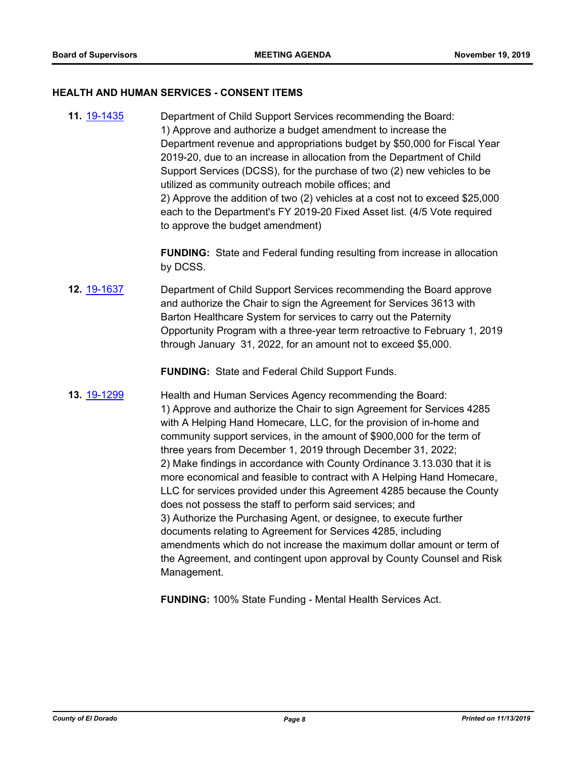## HEALTH AND HUMAN SERVICES - CONSENT ITEMS

**11.** 19-1435 Department of Child Support Services recommending the Board:
1) Approve and authorize a budget amendment to increase the Department revenue and appropriations budget by $50,000 for Fiscal Year 2019-20, due to an increase in allocation from the Department of Child Support Services (DCSS), for the purchase of two (2) new vehicles to be utilized as community outreach mobile offices; and
2) Approve the addition of two (2) vehicles at a cost not to exceed $25,000 each to the Department's FY 2019-20 Fixed Asset list. (4/5 Vote required to approve the budget amendment)

**FUNDING:** State and Federal funding resulting from increase in allocation by DCSS.

**12.** 19-1637 Department of Child Support Services recommending the Board approve and authorize the Chair to sign the Agreement for Services 3613 with Barton Healthcare System for services to carry out the Paternity Opportunity Program with a three-year term retroactive to February 1, 2019 through January 31, 2022, for an amount not to exceed $5,000.

**FUNDING:** State and Federal Child Support Funds.

**13.** 19-1299 Health and Human Services Agency recommending the Board:
1) Approve and authorize the Chair to sign Agreement for Services 4285 with A Helping Hand Homecare, LLC, for the provision of in-home and community support services, in the amount of $900,000 for the term of three years from December 1, 2019 through December 31, 2022;
2) Make findings in accordance with County Ordinance 3.13.030 that it is more economical and feasible to contract with A Helping Hand Homecare, LLC for services provided under this Agreement 4285 because the County does not possess the staff to perform said services; and
3) Authorize the Purchasing Agent, or designee, to execute further documents relating to Agreement for Services 4285, including amendments which do not increase the maximum dollar amount or term of the Agreement, and contingent upon approval by County Counsel and Risk Management.

**FUNDING:** 100% State Funding - Mental Health Services Act.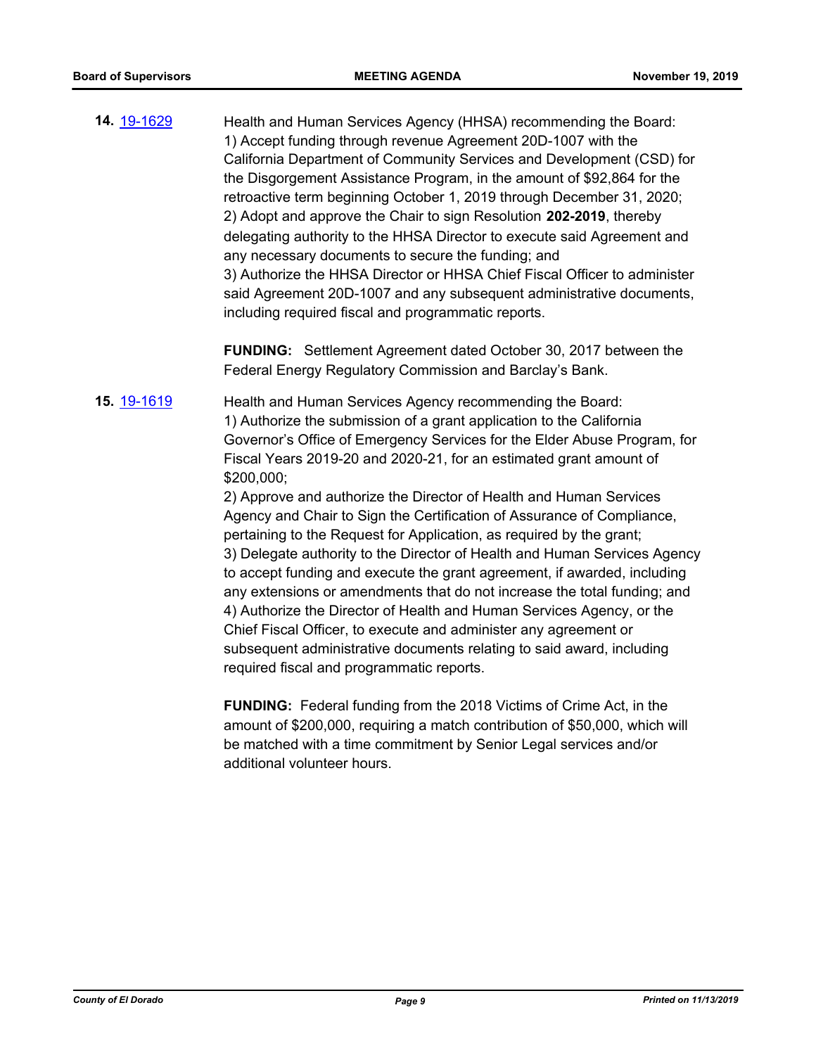**14.** [19-1629](19-1629)

Health and Human Services Agency (HHSA) recommending the Board:
1) Accept funding through revenue Agreement 20D-1007 with the California Department of Community Services and Development (CSD) for the Disgorgement Assistance Program, in the amount of $92,864 for the retroactive term beginning October 1, 2019 through December 31, 2020;
2) Adopt and approve the Chair to sign Resolution **202-2019**, thereby delegating authority to the HHSA Director to execute said Agreement and any necessary documents to secure the funding; and
3) Authorize the HHSA Director or HHSA Chief Fiscal Officer to administer said Agreement 20D-1007 and any subsequent administrative documents, including required fiscal and programmatic reports.

**FUNDING:** Settlement Agreement dated October 30, 2017 between the Federal Energy Regulatory Commission and Barclay's Bank.

**15.** [19-1619](19-1619)

Health and Human Services Agency recommending the Board:
1) Authorize the submission of a grant application to the California Governor's Office of Emergency Services for the Elder Abuse Program, for Fiscal Years 2019-20 and 2020-21, for an estimated grant amount of $200,000;
2) Approve and authorize the Director of Health and Human Services Agency and Chair to Sign the Certification of Assurance of Compliance, pertaining to the Request for Application, as required by the grant;
3) Delegate authority to the Director of Health and Human Services Agency to accept funding and execute the grant agreement, if awarded, including any extensions or amendments that do not increase the total funding; and
4) Authorize the Director of Health and Human Services Agency, or the Chief Fiscal Officer, to execute and administer any agreement or subsequent administrative documents relating to said award, including required fiscal and programmatic reports.

**FUNDING:** Federal funding from the 2018 Victims of Crime Act, in the amount of $200,000, requiring a match contribution of $50,000, which will be matched with a time commitment by Senior Legal services and/or additional volunteer hours.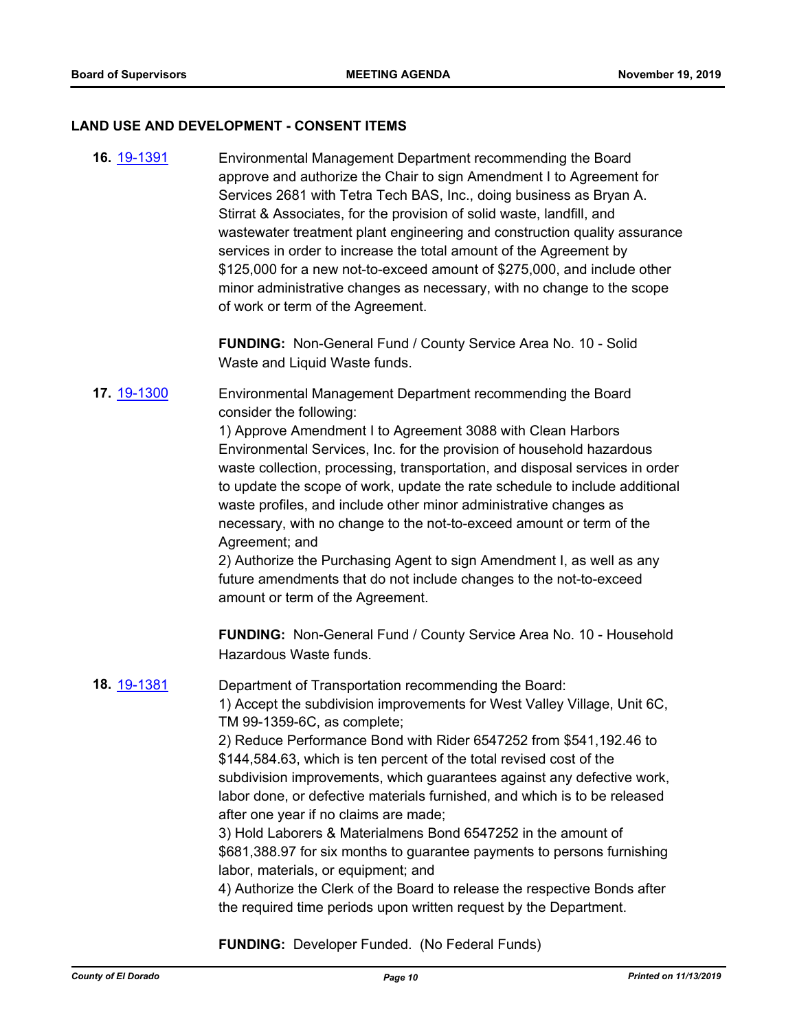## LAND USE AND DEVELOPMENT - CONSENT ITEMS

**16.** 19-1391

Environmental Management Department recommending the Board approve and authorize the Chair to sign Amendment I to Agreement for Services 2681 with Tetra Tech BAS, Inc., doing business as Bryan A. Stirrat & Associates, for the provision of solid waste, landfill, and wastewater treatment plant engineering and construction quality assurance services in order to increase the total amount of the Agreement by $125,000 for a new not-to-exceed amount of $275,000, and include other minor administrative changes as necessary, with no change to the scope of work or term of the Agreement.

**FUNDING:** Non-General Fund / County Service Area No. 10 - Solid Waste and Liquid Waste funds.

**17.** 19-1300

Environmental Management Department recommending the Board consider the following:
1) Approve Amendment I to Agreement 3088 with Clean Harbors Environmental Services, Inc. for the provision of household hazardous waste collection, processing, transportation, and disposal services in order to update the scope of work, update the rate schedule to include additional waste profiles, and include other minor administrative changes as necessary, with no change to the not-to-exceed amount or term of the Agreement; and
2) Authorize the Purchasing Agent to sign Amendment I, as well as any future amendments that do not include changes to the not-to-exceed amount or term of the Agreement.

**FUNDING:** Non-General Fund / County Service Area No. 10 - Household Hazardous Waste funds.

**18.** 19-1381

Department of Transportation recommending the Board:
1) Accept the subdivision improvements for West Valley Village, Unit 6C, TM 99-1359-6C, as complete;
2) Reduce Performance Bond with Rider 6547252 from $541,192.46 to $144,584.63, which is ten percent of the total revised cost of the subdivision improvements, which guarantees against any defective work, labor done, or defective materials furnished, and which is to be released after one year if no claims are made;
3) Hold Laborers & Materialmens Bond 6547252 in the amount of $681,388.97 for six months to guarantee payments to persons furnishing labor, materials, or equipment; and
4) Authorize the Clerk of the Board to release the respective Bonds after the required time periods upon written request by the Department.

**FUNDING:** Developer Funded. (No Federal Funds)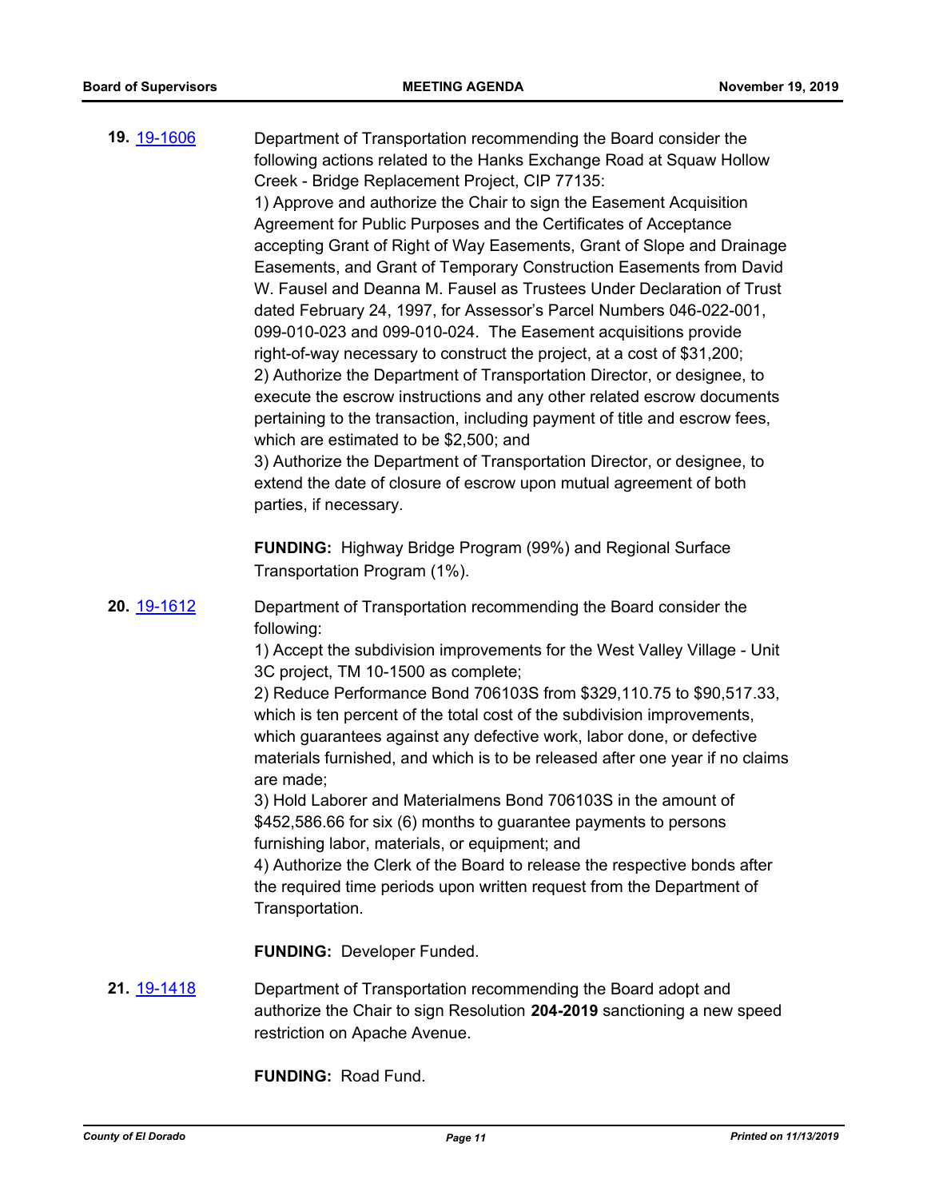**19.** 19-1606 Department of Transportation recommending the Board consider the following actions related to the Hanks Exchange Road at Squaw Hollow Creek - Bridge Replacement Project, CIP 77135:

1) Approve and authorize the Chair to sign the Easement Acquisition Agreement for Public Purposes and the Certificates of Acceptance accepting Grant of Right of Way Easements, Grant of Slope and Drainage Easements, and Grant of Temporary Construction Easements from David W. Fausel and Deanna M. Fausel as Trustees Under Declaration of Trust dated February 24, 1997, for Assessor's Parcel Numbers 046-022-001, 099-010-023 and 099-010-024. The Easement acquisitions provide right-of-way necessary to construct the project, at a cost of $31,200;

2) Authorize the Department of Transportation Director, or designee, to execute the escrow instructions and any other related escrow documents pertaining to the transaction, including payment of title and escrow fees, which are estimated to be $2,500; and

3) Authorize the Department of Transportation Director, or designee, to extend the date of closure of escrow upon mutual agreement of both parties, if necessary.

**FUNDING:** Highway Bridge Program (99%) and Regional Surface Transportation Program (1%).

**20.** 19-1612 Department of Transportation recommending the Board consider the following:

1) Accept the subdivision improvements for the West Valley Village - Unit 3C project, TM 10-1500 as complete;

2) Reduce Performance Bond 706103S from $329,110.75 to $90,517.33, which is ten percent of the total cost of the subdivision improvements, which guarantees against any defective work, labor done, or defective materials furnished, and which is to be released after one year if no claims are made;

3) Hold Laborer and Materialmens Bond 706103S in the amount of $452,586.66 for six (6) months to guarantee payments to persons furnishing labor, materials, or equipment; and

4) Authorize the Clerk of the Board to release the respective bonds after the required time periods upon written request from the Department of Transportation.

**FUNDING:** Developer Funded.

**21.** 19-1418 Department of Transportation recommending the Board adopt and authorize the Chair to sign Resolution **204-2019** sanctioning a new speed restriction on Apache Avenue.

**FUNDING:** Road Fund.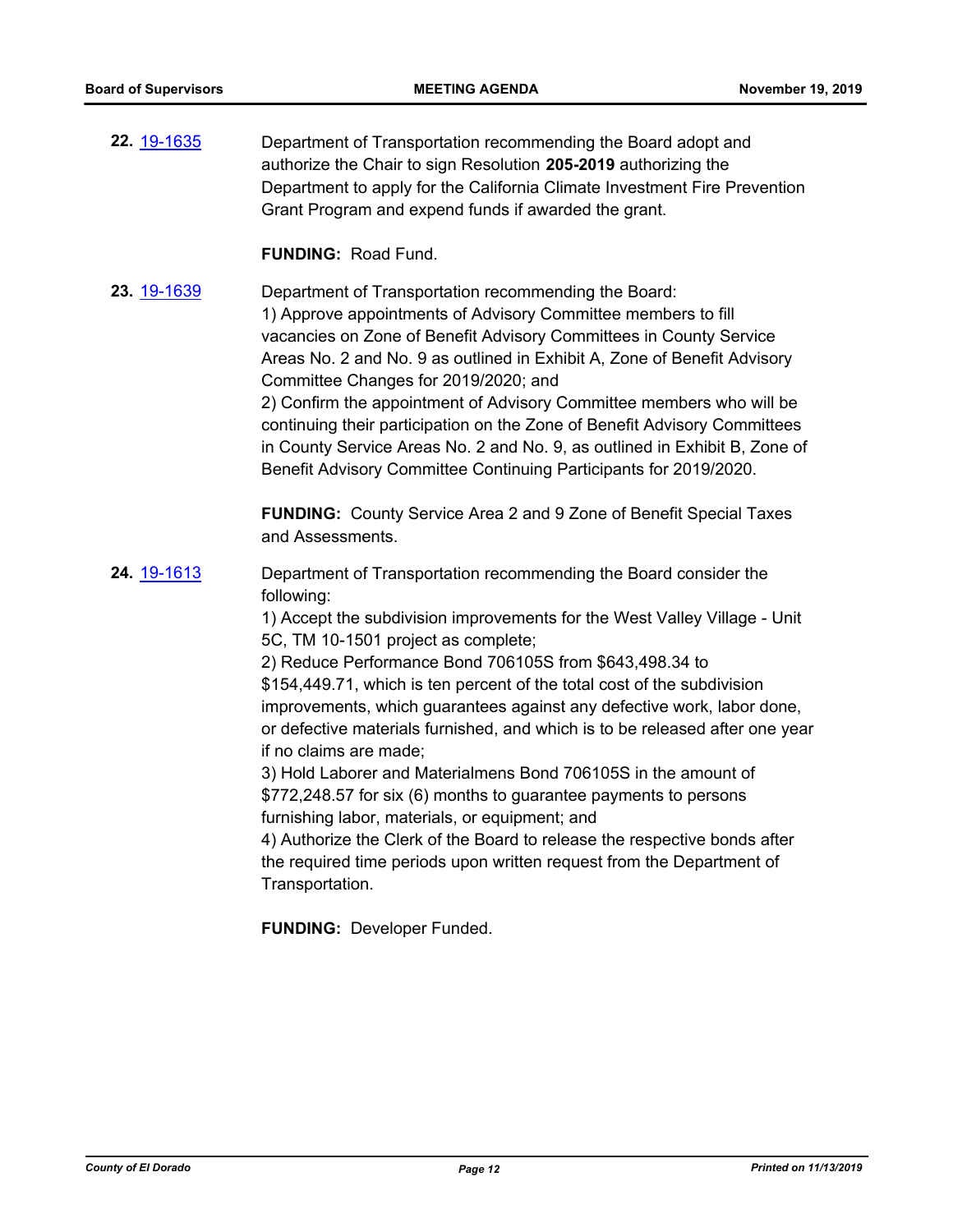**22.** [19-1635](19-1635)

Department of Transportation recommending the Board adopt and authorize the Chair to sign Resolution **205-2019** authorizing the Department to apply for the California Climate Investment Fire Prevention Grant Program and expend funds if awarded the grant.

**FUNDING:** Road Fund.

**23.** [19-1639](19-1639)

Department of Transportation recommending the Board:
1) Approve appointments of Advisory Committee members to fill vacancies on Zone of Benefit Advisory Committees in County Service Areas No. 2 and No. 9 as outlined in Exhibit A, Zone of Benefit Advisory Committee Changes for 2019/2020; and
2) Confirm the appointment of Advisory Committee members who will be continuing their participation on the Zone of Benefit Advisory Committees in County Service Areas No. 2 and No. 9, as outlined in Exhibit B, Zone of Benefit Advisory Committee Continuing Participants for 2019/2020.

**FUNDING:** County Service Area 2 and 9 Zone of Benefit Special Taxes and Assessments.

**24.** [19-1613](19-1613)

Department of Transportation recommending the Board consider the following:
1) Accept the subdivision improvements for the West Valley Village - Unit 5C, TM 10-1501 project as complete;
2) Reduce Performance Bond 706105S from $643,498.34 to $154,449.71, which is ten percent of the total cost of the subdivision improvements, which guarantees against any defective work, labor done, or defective materials furnished, and which is to be released after one year if no claims are made;
3) Hold Laborer and Materialmens Bond 706105S in the amount of $772,248.57 for six (6) months to guarantee payments to persons furnishing labor, materials, or equipment; and
4) Authorize the Clerk of the Board to release the respective bonds after the required time periods upon written request from the Department of Transportation.

**FUNDING:** Developer Funded.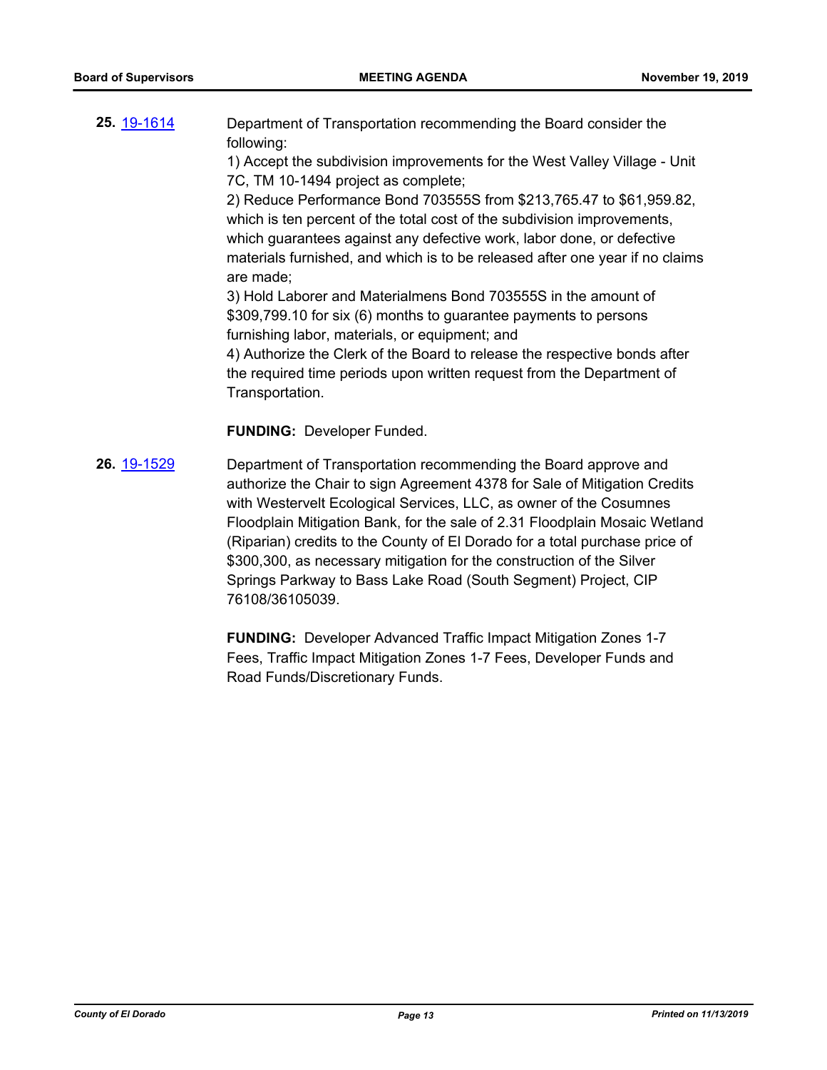**25.** [19-1614](19-1614)

Department of Transportation recommending the Board consider the following:
1) Accept the subdivision improvements for the West Valley Village - Unit 7C, TM 10-1494 project as complete;
2) Reduce Performance Bond 703555S from $213,765.47 to $61,959.82, which is ten percent of the total cost of the subdivision improvements, which guarantees against any defective work, labor done, or defective materials furnished, and which is to be released after one year if no claims are made;
3) Hold Laborer and Materialmens Bond 703555S in the amount of $309,799.10 for six (6) months to guarantee payments to persons furnishing labor, materials, or equipment; and
4) Authorize the Clerk of the Board to release the respective bonds after the required time periods upon written request from the Department of Transportation.

**FUNDING:** Developer Funded.

**26.** [19-1529](19-1529)

Department of Transportation recommending the Board approve and authorize the Chair to sign Agreement 4378 for Sale of Mitigation Credits with Westervelt Ecological Services, LLC, as owner of the Cosumnes Floodplain Mitigation Bank, for the sale of 2.31 Floodplain Mosaic Wetland (Riparian) credits to the County of El Dorado for a total purchase price of $300,300, as necessary mitigation for the construction of the Silver Springs Parkway to Bass Lake Road (South Segment) Project, CIP 76108/36105039.

**FUNDING:** Developer Advanced Traffic Impact Mitigation Zones 1-7 Fees, Traffic Impact Mitigation Zones 1-7 Fees, Developer Funds and Road Funds/Discretionary Funds.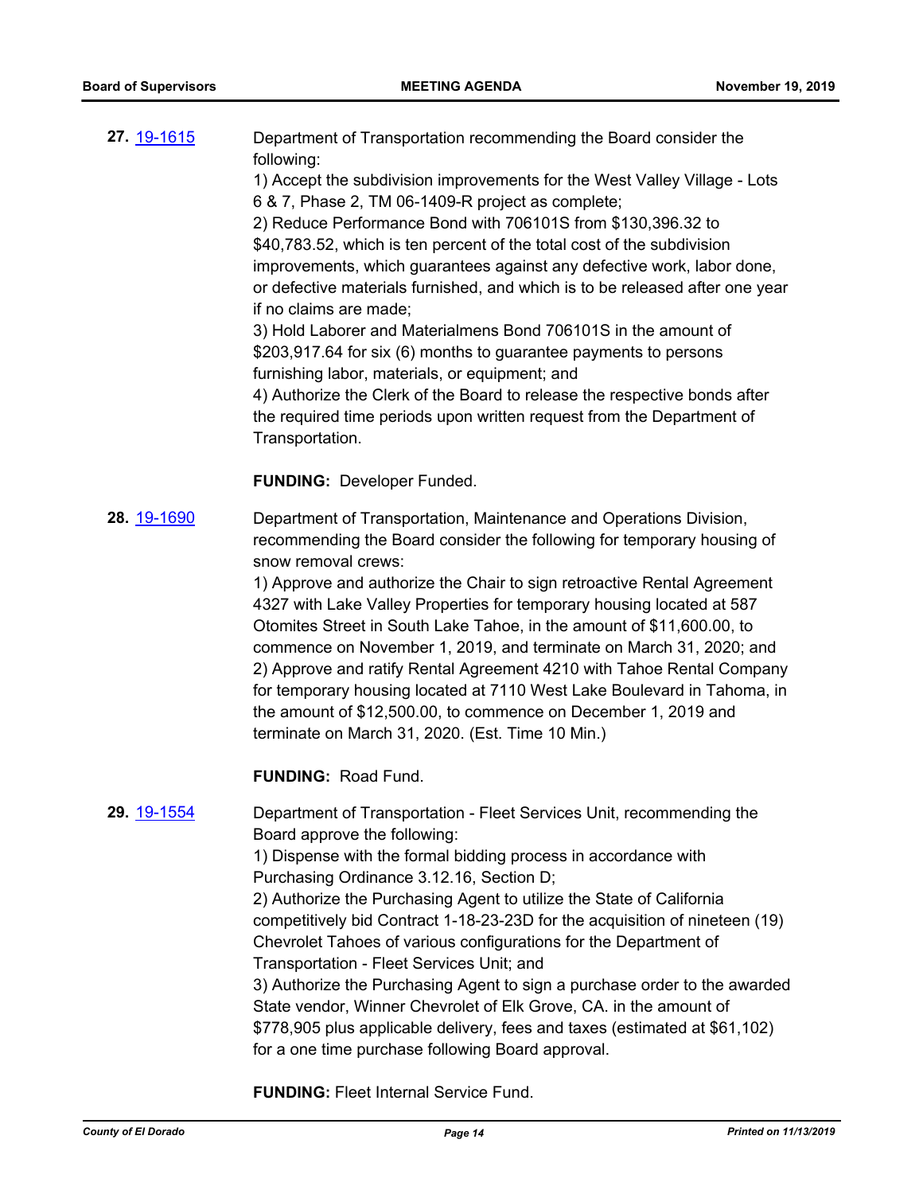**27.** [19-1615](19-1615)

Department of Transportation recommending the Board consider the following:
1) Accept the subdivision improvements for the West Valley Village - Lots 6 & 7, Phase 2, TM 06-1409-R project as complete;
2) Reduce Performance Bond with 706101S from $130,396.32 to $40,783.52, which is ten percent of the total cost of the subdivision improvements, which guarantees against any defective work, labor done, or defective materials furnished, and which is to be released after one year if no claims are made;
3) Hold Laborer and Materialmens Bond 706101S in the amount of $203,917.64 for six (6) months to guarantee payments to persons furnishing labor, materials, or equipment; and
4) Authorize the Clerk of the Board to release the respective bonds after the required time periods upon written request from the Department of Transportation.

**FUNDING:** Developer Funded.

**28.** [19-1690](19-1690)

Department of Transportation, Maintenance and Operations Division, recommending the Board consider the following for temporary housing of snow removal crews:
1) Approve and authorize the Chair to sign retroactive Rental Agreement 4327 with Lake Valley Properties for temporary housing located at 587 Otomites Street in South Lake Tahoe, in the amount of $11,600.00, to commence on November 1, 2019, and terminate on March 31, 2020; and
2) Approve and ratify Rental Agreement 4210 with Tahoe Rental Company for temporary housing located at 7110 West Lake Boulevard in Tahoma, in the amount of $12,500.00, to commence on December 1, 2019 and terminate on March 31, 2020. (Est. Time 10 Min.)

**FUNDING:** Road Fund.

**29.** [19-1554](19-1554)

Department of Transportation - Fleet Services Unit, recommending the Board approve the following:
1) Dispense with the formal bidding process in accordance with Purchasing Ordinance 3.12.16, Section D;
2) Authorize the Purchasing Agent to utilize the State of California competitively bid Contract 1-18-23-23D for the acquisition of nineteen (19) Chevrolet Tahoes of various configurations for the Department of Transportation - Fleet Services Unit; and
3) Authorize the Purchasing Agent to sign a purchase order to the awarded State vendor, Winner Chevrolet of Elk Grove, CA. in the amount of $778,905 plus applicable delivery, fees and taxes (estimated at $61,102) for a one time purchase following Board approval.

**FUNDING:** Fleet Internal Service Fund.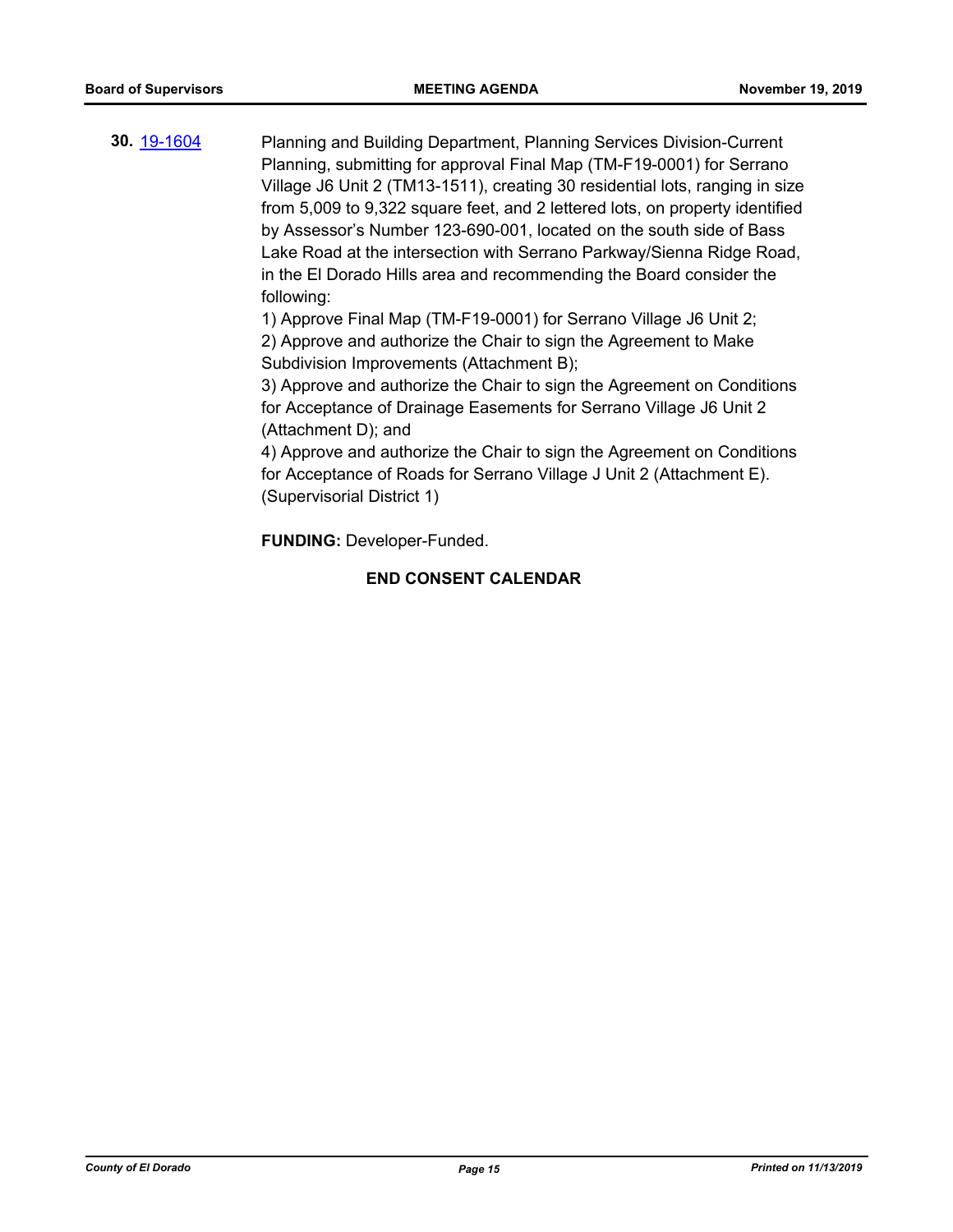**30.** [19-1604](19-1604)

Planning and Building Department, Planning Services Division-Current Planning, submitting for approval Final Map (TM-F19-0001) for Serrano Village J6 Unit 2 (TM13-1511), creating 30 residential lots, ranging in size from 5,009 to 9,322 square feet, and 2 lettered lots, on property identified by Assessor's Number 123-690-001, located on the south side of Bass Lake Road at the intersection with Serrano Parkway/Sienna Ridge Road, in the El Dorado Hills area and recommending the Board consider the following:

1) Approve Final Map (TM-F19-0001) for Serrano Village J6 Unit 2;
2) Approve and authorize the Chair to sign the Agreement to Make Subdivision Improvements (Attachment B);
3) Approve and authorize the Chair to sign the Agreement on Conditions for Acceptance of Drainage Easements for Serrano Village J6 Unit 2 (Attachment D); and
4) Approve and authorize the Chair to sign the Agreement on Conditions for Acceptance of Roads for Serrano Village J Unit 2 (Attachment E). (Supervisorial District 1)

**FUNDING:** Developer-Funded.

**END CONSENT CALENDAR**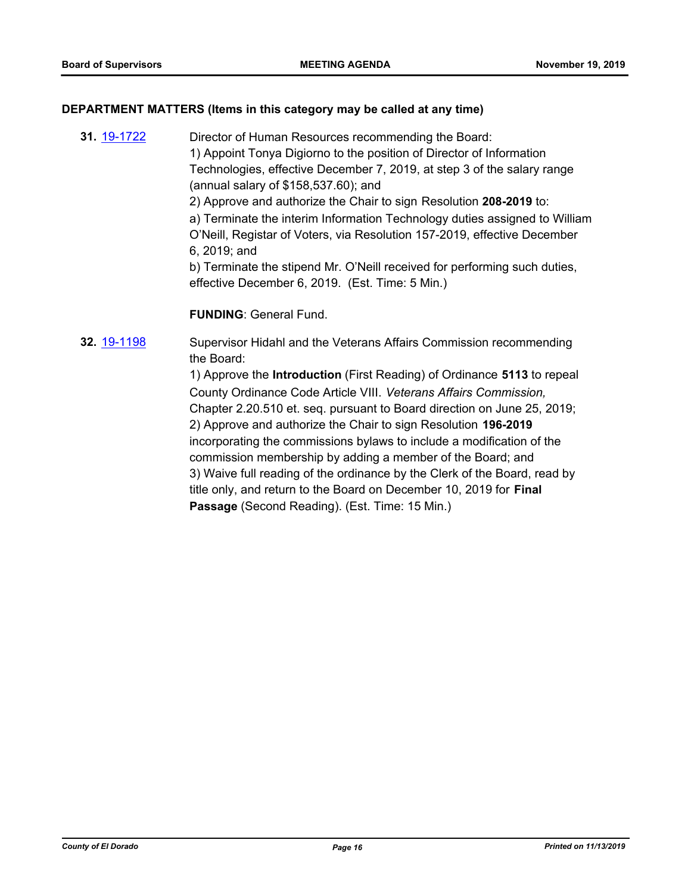## DEPARTMENT MATTERS (Items in this category may be called at any time)

**31.** 19-1722 Director of Human Resources recommending the Board:
1) Appoint Tonya Digiorno to the position of Director of Information Technologies, effective December 7, 2019, at step 3 of the salary range (annual salary of $158,537.60); and
2) Approve and authorize the Chair to sign Resolution **208-2019** to:
a) Terminate the interim Information Technology duties assigned to William O'Neill, Registar of Voters, via Resolution 157-2019, effective December 6, 2019; and
b) Terminate the stipend Mr. O'Neill received for performing such duties, effective December 6, 2019. (Est. Time: 5 Min.)

**FUNDING**: General Fund.

**32.** 19-1198 Supervisor Hidahl and the Veterans Affairs Commission recommending the Board:
1) Approve the **Introduction** (First Reading) of Ordinance **5113** to repeal County Ordinance Code Article VIII. *Veterans Affairs Commission,* Chapter 2.20.510 et. seq. pursuant to Board direction on June 25, 2019;
2) Approve and authorize the Chair to sign Resolution **196-2019** incorporating the commissions bylaws to include a modification of the commission membership by adding a member of the Board; and
3) Waive full reading of the ordinance by the Clerk of the Board, read by title only, and return to the Board on December 10, 2019 for **Final Passage** (Second Reading). (Est. Time: 15 Min.)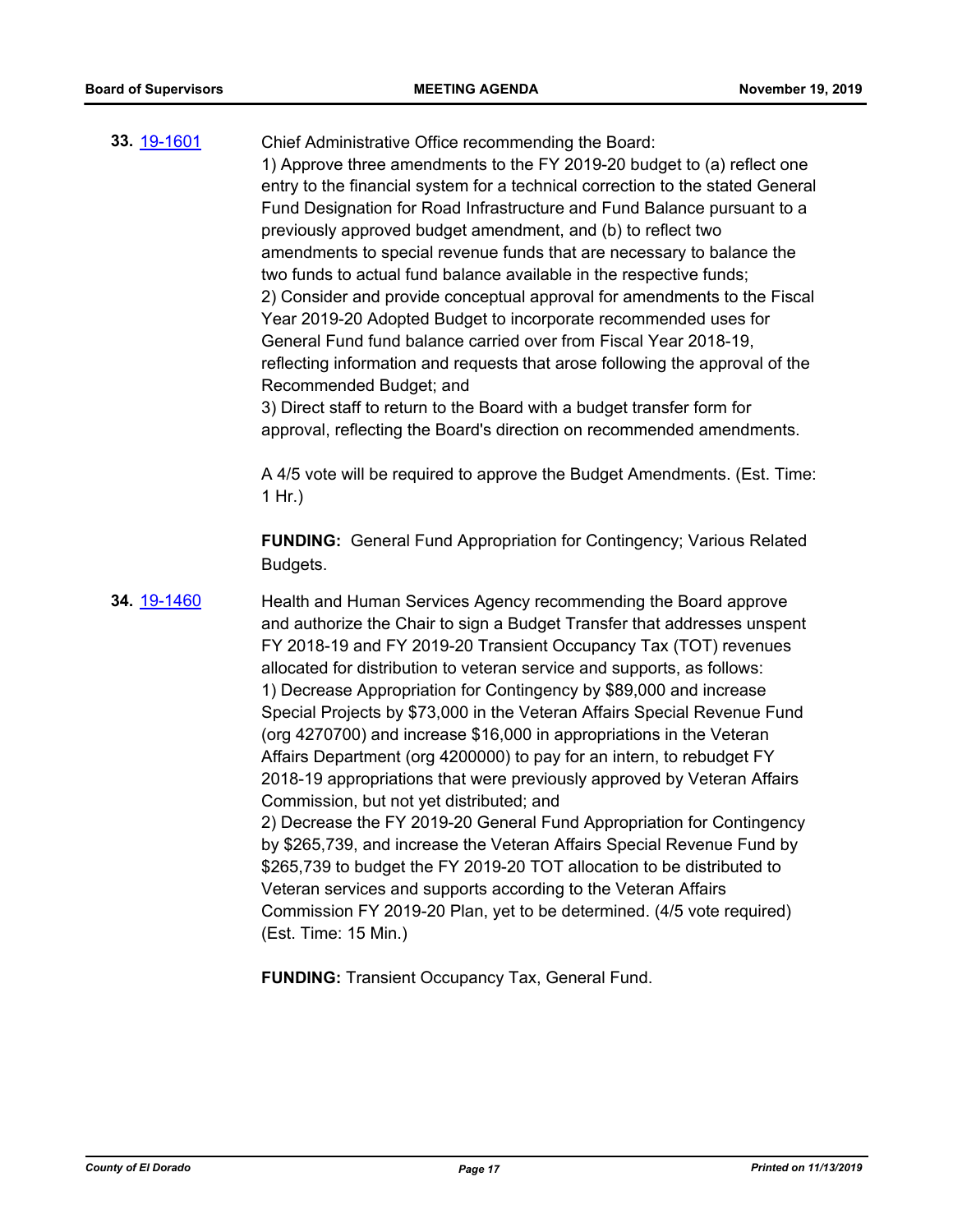**33.** [19-1601](19-1601)

Chief Administrative Office recommending the Board:
1) Approve three amendments to the FY 2019-20 budget to (a) reflect one entry to the financial system for a technical correction to the stated General Fund Designation for Road Infrastructure and Fund Balance pursuant to a previously approved budget amendment, and (b) to reflect two amendments to special revenue funds that are necessary to balance the two funds to actual fund balance available in the respective funds;
2) Consider and provide conceptual approval for amendments to the Fiscal Year 2019-20 Adopted Budget to incorporate recommended uses for General Fund fund balance carried over from Fiscal Year 2018-19, reflecting information and requests that arose following the approval of the Recommended Budget; and
3) Direct staff to return to the Board with a budget transfer form for approval, reflecting the Board's direction on recommended amendments.

A 4/5 vote will be required to approve the Budget Amendments. (Est. Time: 1 Hr.)

**FUNDING:** General Fund Appropriation for Contingency; Various Related Budgets.

**34.** [19-1460](19-1460)

Health and Human Services Agency recommending the Board approve and authorize the Chair to sign a Budget Transfer that addresses unspent FY 2018-19 and FY 2019-20 Transient Occupancy Tax (TOT) revenues allocated for distribution to veteran service and supports, as follows:
1) Decrease Appropriation for Contingency by $89,000 and increase Special Projects by $73,000 in the Veteran Affairs Special Revenue Fund (org 4270700) and increase $16,000 in appropriations in the Veteran Affairs Department (org 4200000) to pay for an intern, to rebudget FY 2018-19 appropriations that were previously approved by Veteran Affairs Commission, but not yet distributed; and
2) Decrease the FY 2019-20 General Fund Appropriation for Contingency by $265,739, and increase the Veteran Affairs Special Revenue Fund by $265,739 to budget the FY 2019-20 TOT allocation to be distributed to Veteran services and supports according to the Veteran Affairs Commission FY 2019-20 Plan, yet to be determined. (4/5 vote required) (Est. Time: 15 Min.)

**FUNDING:** Transient Occupancy Tax, General Fund.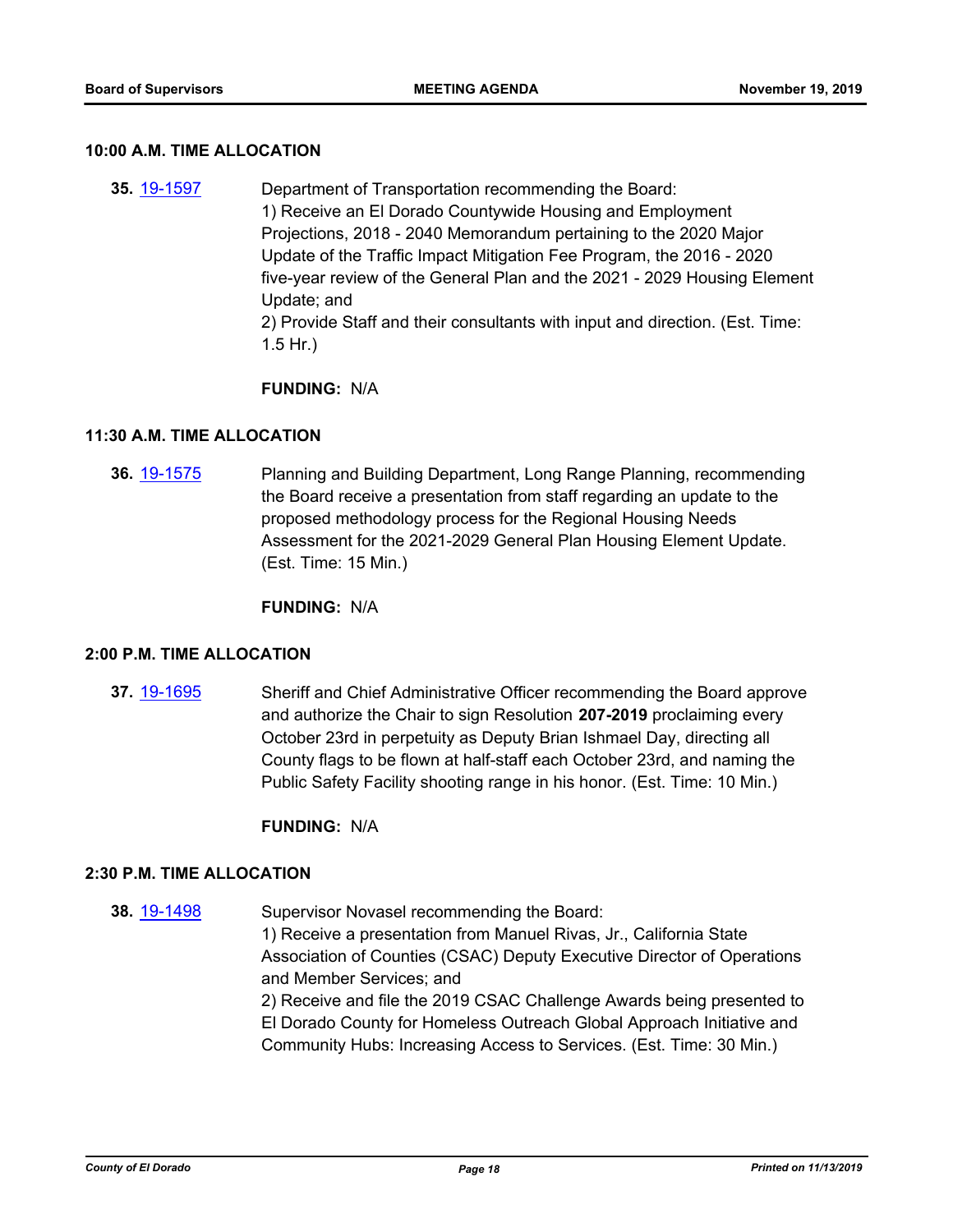### 10:00 A.M. TIME ALLOCATION

**35.** [19-1597] Department of Transportation recommending the Board:
1) Receive an El Dorado Countywide Housing and Employment Projections, 2018 - 2040 Memorandum pertaining to the 2020 Major Update of the Traffic Impact Mitigation Fee Program, the 2016 - 2020 five-year review of the General Plan and the 2021 - 2029 Housing Element Update; and
2) Provide Staff and their consultants with input and direction. (Est. Time: 1.5 Hr.)

**FUNDING:** N/A

### 11:30 A.M. TIME ALLOCATION

**36.** [19-1575] Planning and Building Department, Long Range Planning, recommending the Board receive a presentation from staff regarding an update to the proposed methodology process for the Regional Housing Needs Assessment for the 2021-2029 General Plan Housing Element Update. (Est. Time: 15 Min.)

**FUNDING:** N/A

### 2:00 P.M. TIME ALLOCATION

**37.** [19-1695] Sheriff and Chief Administrative Officer recommending the Board approve and authorize the Chair to sign Resolution **207-2019** proclaiming every October 23rd in perpetuity as Deputy Brian Ishmael Day, directing all County flags to be flown at half-staff each October 23rd, and naming the Public Safety Facility shooting range in his honor. (Est. Time: 10 Min.)

**FUNDING:** N/A

### 2:30 P.M. TIME ALLOCATION

**38.** [19-1498] Supervisor Novasel recommending the Board:
1) Receive a presentation from Manuel Rivas, Jr., California State Association of Counties (CSAC) Deputy Executive Director of Operations and Member Services; and
2) Receive and file the 2019 CSAC Challenge Awards being presented to El Dorado County for Homeless Outreach Global Approach Initiative and Community Hubs: Increasing Access to Services. (Est. Time: 30 Min.)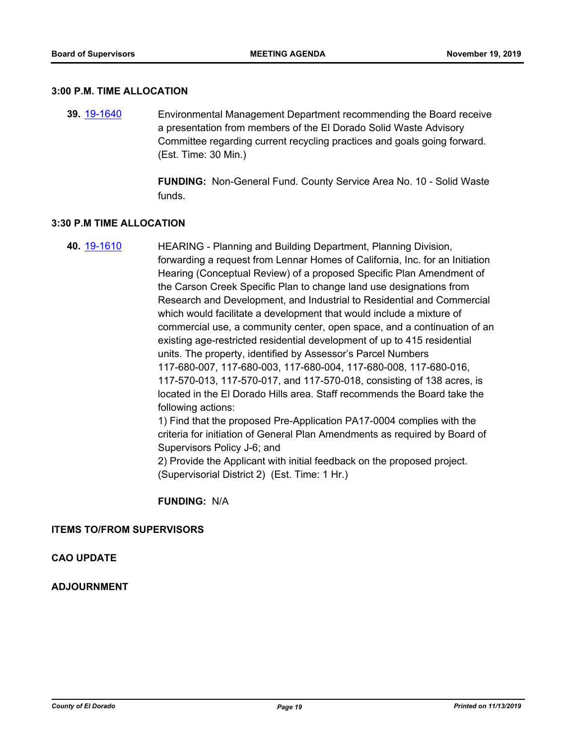### 3:00 P.M. TIME ALLOCATION

**39.** 19-1640 Environmental Management Department recommending the Board receive a presentation from members of the El Dorado Solid Waste Advisory Committee regarding current recycling practices and goals going forward. (Est. Time: 30 Min.)

**FUNDING:** Non-General Fund. County Service Area No. 10 - Solid Waste funds.

### 3:30 P.M TIME ALLOCATION

**40.** 19-1610 HEARING - Planning and Building Department, Planning Division, forwarding a request from Lennar Homes of California, Inc. for an Initiation Hearing (Conceptual Review) of a proposed Specific Plan Amendment of the Carson Creek Specific Plan to change land use designations from Research and Development, and Industrial to Residential and Commercial which would facilitate a development that would include a mixture of commercial use, a community center, open space, and a continuation of an existing age-restricted residential development of up to 415 residential units. The property, identified by Assessor's Parcel Numbers 117-680-007, 117-680-003, 117-680-004, 117-680-008, 117-680-016, 117-570-013, 117-570-017, and 117-570-018, consisting of 138 acres, is located in the El Dorado Hills area. Staff recommends the Board take the following actions:
1) Find that the proposed Pre-Application PA17-0004 complies with the criteria for initiation of General Plan Amendments as required by Board of Supervisors Policy J-6; and
2) Provide the Applicant with initial feedback on the proposed project. (Supervisorial District 2) (Est. Time: 1 Hr.)

**FUNDING:** N/A

### ITEMS TO/FROM SUPERVISORS

### CAO UPDATE

### ADJOURNMENT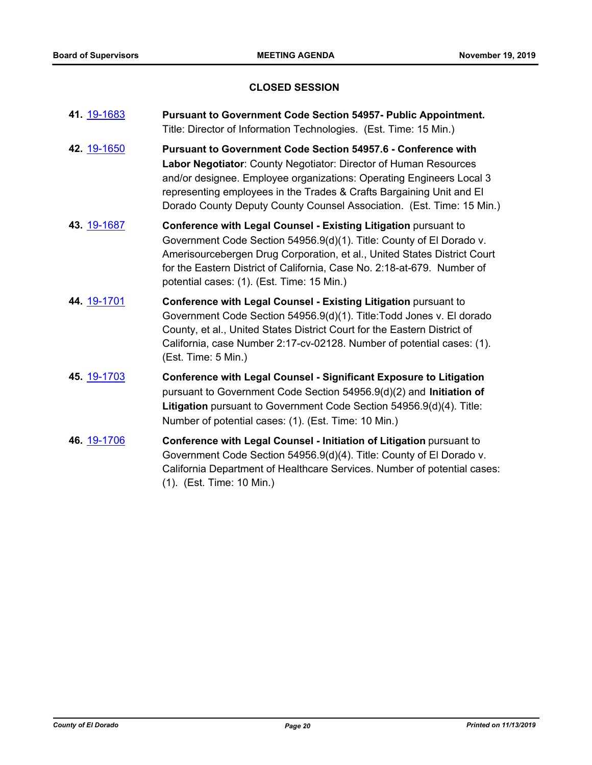## CLOSED SESSION

**41.** [19-1683](19-1683) **Pursuant to Government Code Section 54957- Public Appointment.** Title: Director of Information Technologies. (Est. Time: 15 Min.)

**42.** [19-1650](19-1650) **Pursuant to Government Code Section 54957.6 - Conference with Labor Negotiator**: County Negotiator: Director of Human Resources and/or designee. Employee organizations: Operating Engineers Local 3 representing employees in the Trades & Crafts Bargaining Unit and El Dorado County Deputy County Counsel Association. (Est. Time: 15 Min.)

**43.** [19-1687](19-1687) **Conference with Legal Counsel - Existing Litigation** pursuant to Government Code Section 54956.9(d)(1). Title: County of El Dorado v. Amerisourcebergen Drug Corporation, et al., United States District Court for the Eastern District of California, Case No. 2:18-at-679. Number of potential cases: (1). (Est. Time: 15 Min.)

**44.** [19-1701](19-1701) **Conference with Legal Counsel - Existing Litigation** pursuant to Government Code Section 54956.9(d)(1). Title:Todd Jones v. El dorado County, et al., United States District Court for the Eastern District of California, case Number 2:17-cv-02128. Number of potential cases: (1). (Est. Time: 5 Min.)

**45.** [19-1703](19-1703) **Conference with Legal Counsel - Significant Exposure to Litigation** pursuant to Government Code Section 54956.9(d)(2) and **Initiation of Litigation** pursuant to Government Code Section 54956.9(d)(4). Title: Number of potential cases: (1). (Est. Time: 10 Min.)

**46.** [19-1706](19-1706) **Conference with Legal Counsel - Initiation of Litigation** pursuant to Government Code Section 54956.9(d)(4). Title: County of El Dorado v. California Department of Healthcare Services. Number of potential cases: (1). (Est. Time: 10 Min.)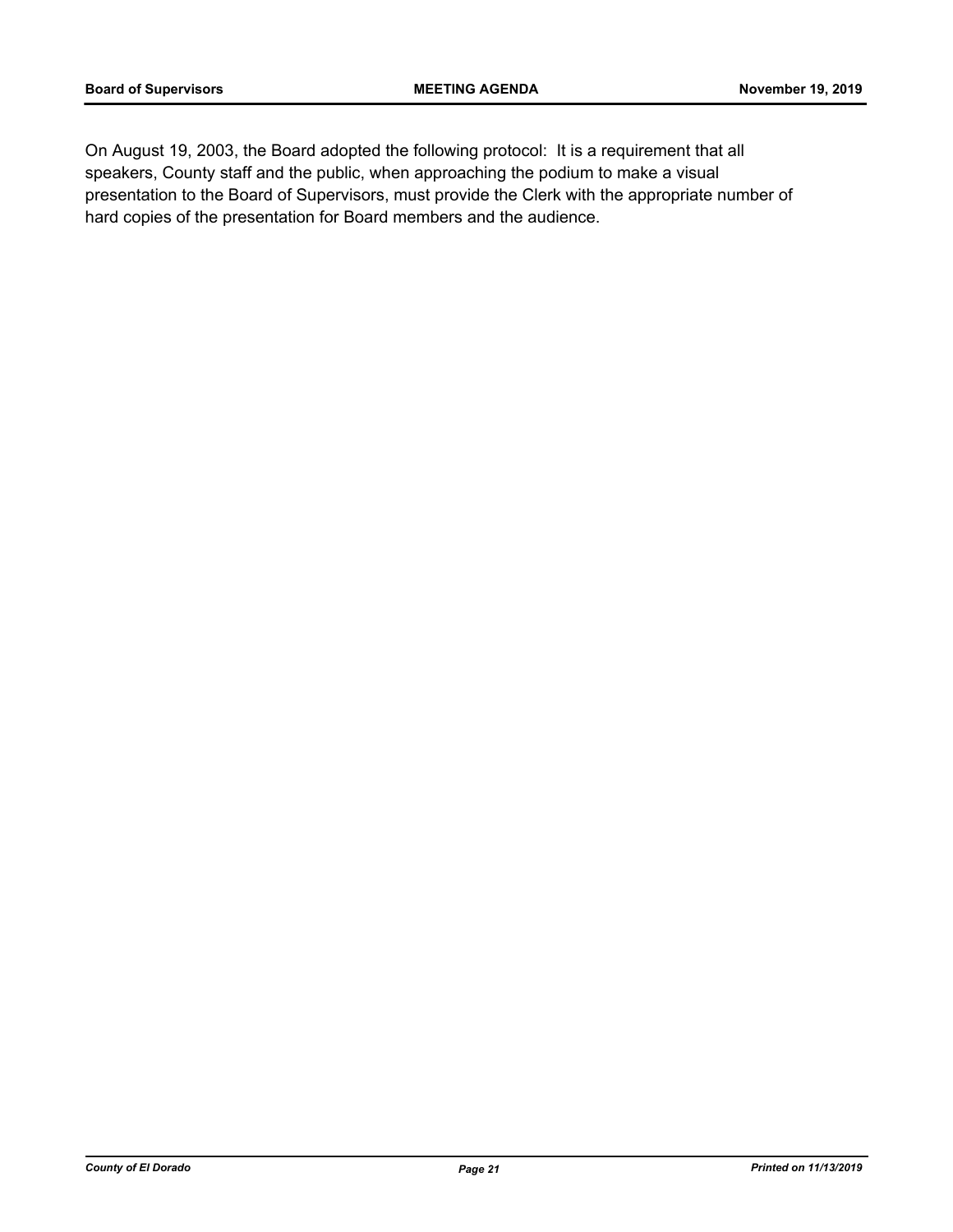On August 19, 2003, the Board adopted the following protocol: It is a requirement that all speakers, County staff and the public, when approaching the podium to make a visual presentation to the Board of Supervisors, must provide the Clerk with the appropriate number of hard copies of the presentation for Board members and the audience.